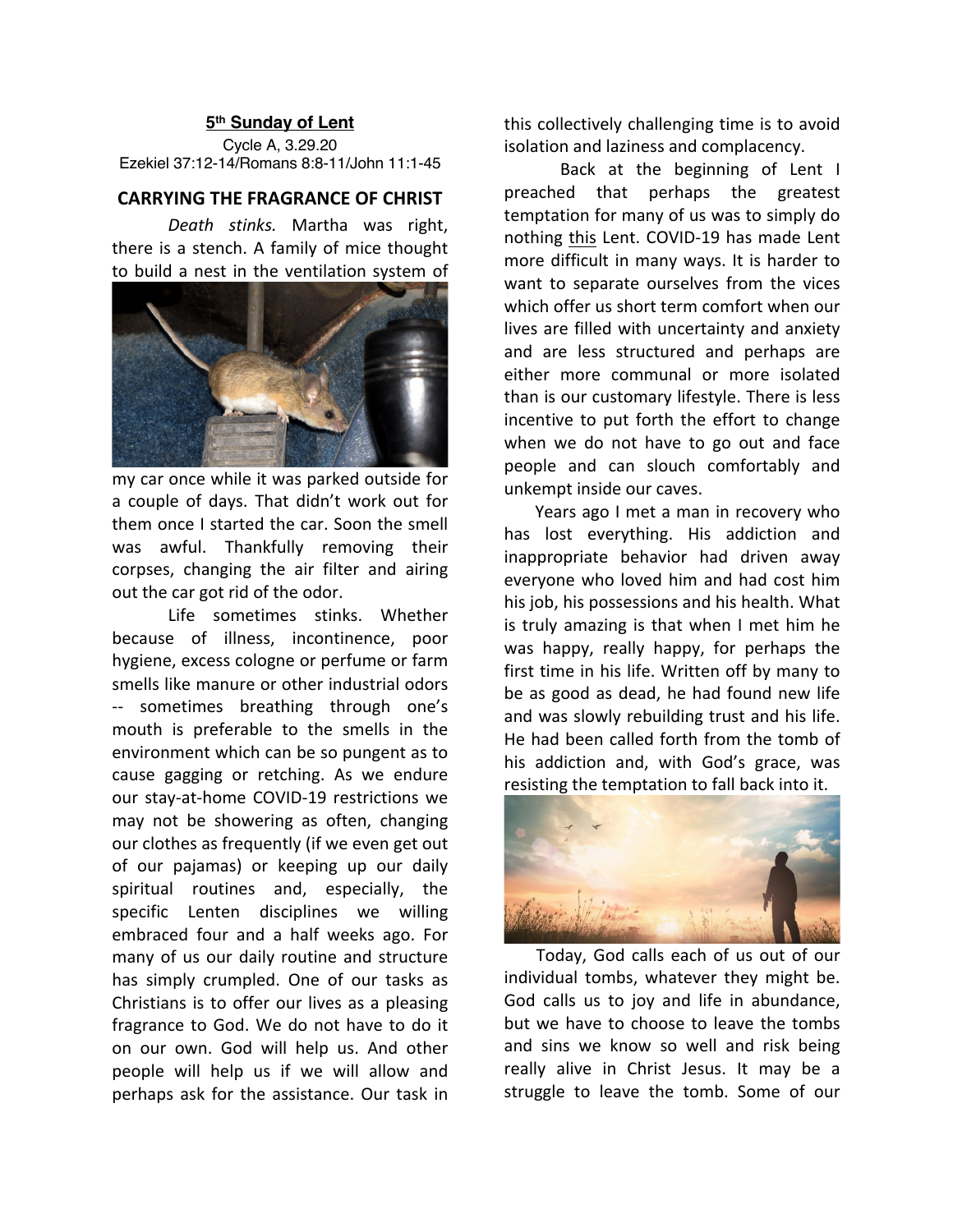## 5th Sunday of Lent

Cycle A, 3.29.20
Ezekiel 37:12-14/Romans 8:8-11/John 11:1-45

### CARRYING THE FRAGRANCE OF CHRIST

*Death stinks.* Martha was right, there is a stench. A family of mice thought to build a nest in the ventilation system of my car once while it was parked outside for a couple of days. That didn't work out for them once I started the car. Soon the smell was awful. Thankfully removing their corpses, changing the air filter and airing out the car got rid of the odor.

Life sometimes stinks. Whether because of illness, incontinence, poor hygiene, excess cologne or perfume or farm smells like manure or other industrial odors -- sometimes breathing through one's mouth is preferable to the smells in the environment which can be so pungent as to cause gagging or retching. As we endure our stay-at-home COVID-19 restrictions we may not be showering as often, changing our clothes as frequently (if we even get out of our pajamas) or keeping up our daily spiritual routines and, especially, the specific Lenten disciplines we willing embraced four and a half weeks ago. For many of us our daily routine and structure has simply crumpled. One of our tasks as Christians is to offer our lives as a pleasing fragrance to God. We do not have to do it on our own. God will help us. And other people will help us if we will allow and perhaps ask for the assistance. Our task in this collectively challenging time is to avoid isolation and laziness and complacency.

Back at the beginning of Lent I preached that perhaps the greatest temptation for many of us was to simply do nothing this Lent. COVID-19 has made Lent more difficult in many ways. It is harder to want to separate ourselves from the vices which offer us short term comfort when our lives are filled with uncertainty and anxiety and are less structured and perhaps are either more communal or more isolated than is our customary lifestyle. There is less incentive to put forth the effort to change when we do not have to go out and face people and can slouch comfortably and unkempt inside our caves.

Years ago I met a man in recovery who has lost everything. His addiction and inappropriate behavior had driven away everyone who loved him and had cost him his job, his possessions and his health. What is truly amazing is that when I met him he was happy, really happy, for perhaps the first time in his life. Written off by many to be as good as dead, he had found new life and was slowly rebuilding trust and his life. He had been called forth from the tomb of his addiction and, with God's grace, was resisting the temptation to fall back into it.

Today, God calls each of us out of our individual tombs, whatever they might be. God calls us to joy and life in abundance, but we have to choose to leave the tombs and sins we know so well and risk being really alive in Christ Jesus. It may be a struggle to leave the tomb. Some of our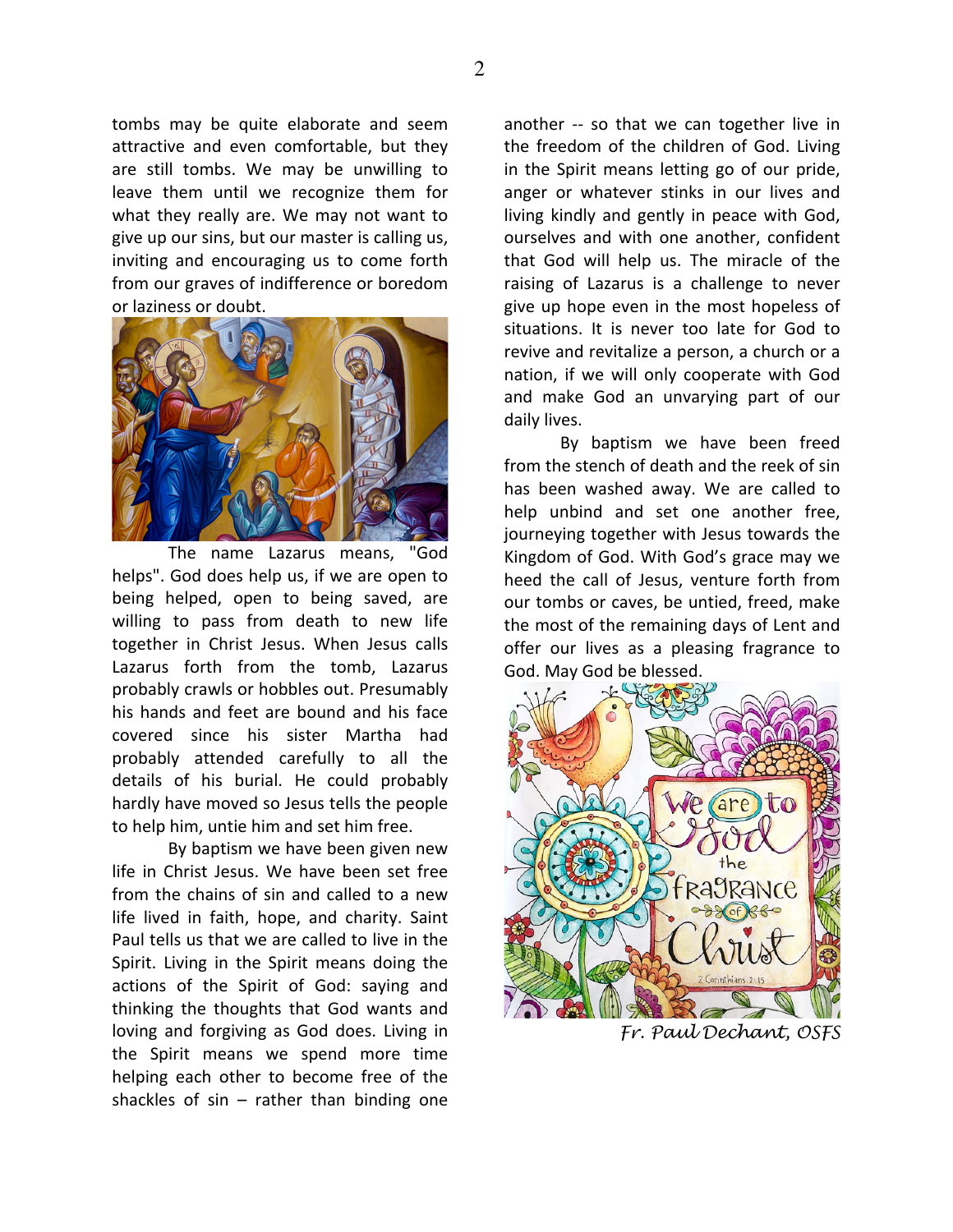tombs may be quite elaborate and seem attractive and even comfortable, but they are still tombs. We may be unwilling to leave them until we recognize them for what they really are. We may not want to give up our sins, but our master is calling us, inviting and encouraging us to come forth from our graves of indifference or boredom or laziness or doubt.

The name Lazarus means, "God helps". God does help us, if we are open to being helped, open to being saved, are willing to pass from death to new life together in Christ Jesus. When Jesus calls Lazarus forth from the tomb, Lazarus probably crawls or hobbles out. Presumably his hands and feet are bound and his face covered since his sister Martha had probably attended carefully to all the details of his burial. He could probably hardly have moved so Jesus tells the people to help him, untie him and set him free.

By baptism we have been given new life in Christ Jesus. We have been set free from the chains of sin and called to a new life lived in faith, hope, and charity. Saint Paul tells us that we are called to live in the Spirit. Living in the Spirit means doing the actions of the Spirit of God: saying and thinking the thoughts that God wants and loving and forgiving as God does. Living in the Spirit means we spend more time helping each other to become free of the shackles of sin – rather than binding one another -- so that we can together live in the freedom of the children of God. Living in the Spirit means letting go of our pride, anger or whatever stinks in our lives and living kindly and gently in peace with God, ourselves and with one another, confident that God will help us. The miracle of the raising of Lazarus is a challenge to never give up hope even in the most hopeless of situations. It is never too late for God to revive and revitalize a person, a church or a nation, if we will only cooperate with God and make God an unvarying part of our daily lives.

By baptism we have been freed from the stench of death and the reek of sin has been washed away. We are called to help unbind and set one another free, journeying together with Jesus towards the Kingdom of God. With God's grace may we heed the call of Jesus, venture forth from our tombs or caves, be untied, freed, make the most of the remaining days of Lent and offer our lives as a pleasing fragrance to God. May God be blessed.

*Fr. Paul Dechant, OSFS*